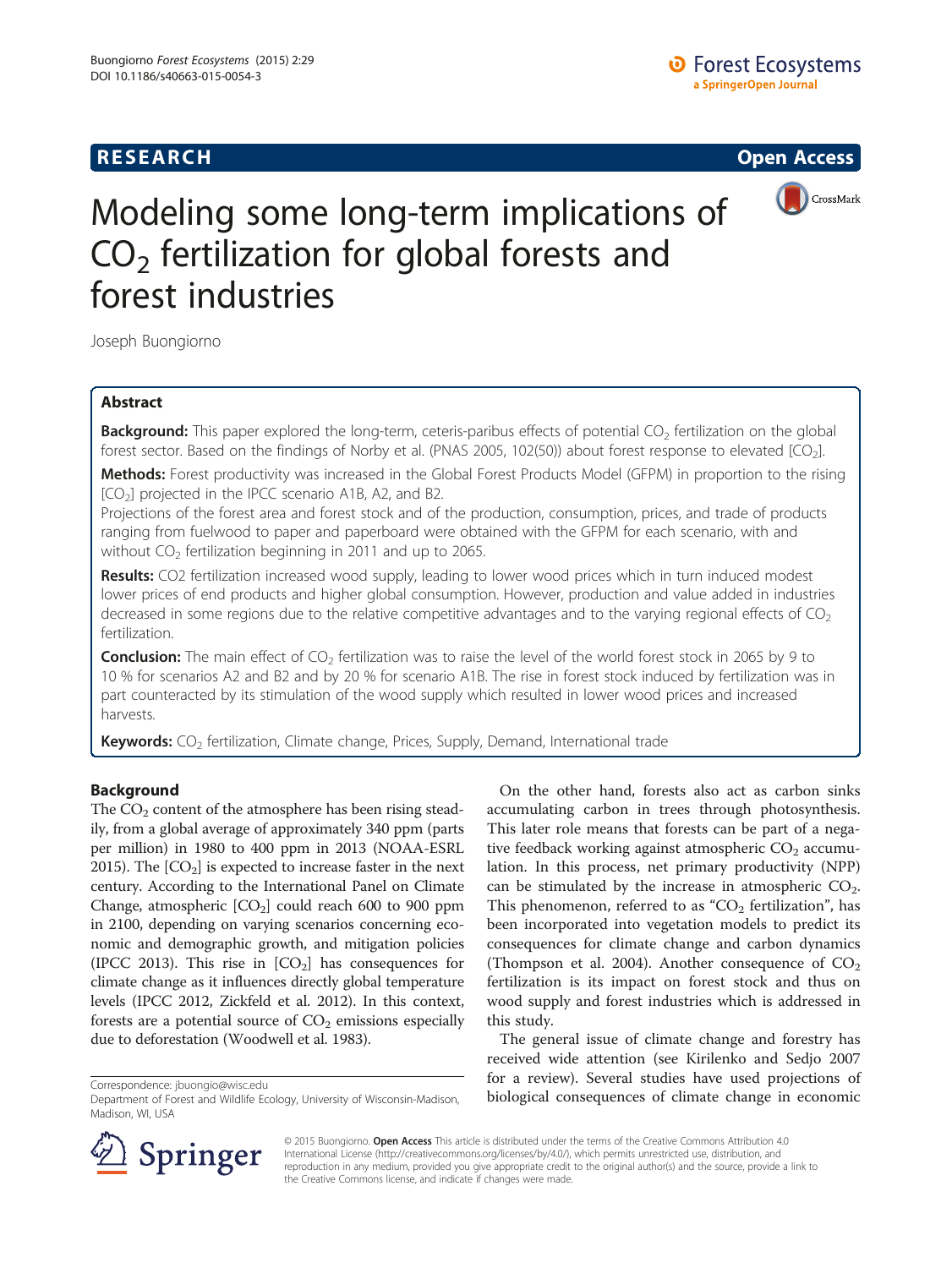# Modeling some long-term implications of $CO_2$ fertilization for global forests and forest industries

Joseph Buongiorno

## Abstract

**Background:** This paper explored the long-term, ceteris-paribus effects of potential $CO_2$ fertilization on the global forest sector. Based on the findings of Norby et al. (PNAS 2005, 102(50)) about forest response to elevated [$CO_2$].

**Methods:** Forest productivity was increased in the Global Forest Products Model (GFPM) in proportion to the rising [$CO_2$] projected in the IPCC scenario A1B, A2, and B2.

Projections of the forest area and forest stock and of the production, consumption, prices, and trade of products ranging from fuelwood to paper and paperboard were obtained with the GFPM for each scenario, with and without $CO_2$ fertilization beginning in 2011 and up to 2065.

**Results:** CO2 fertilization increased wood supply, leading to lower wood prices which in turn induced modest lower prices of end products and higher global consumption. However, production and value added in industries decreased in some regions due to the relative competitive advantages and to the varying regional effects of $CO_2$ fertilization.

**Conclusion:** The main effect of $CO_2$ fertilization was to raise the level of the world forest stock in 2065 by 9 to 10 % for scenarios A2 and B2 and by 20 % for scenario A1B. The rise in forest stock induced by fertilization was in part counteracted by its stimulation of the wood supply which resulted in lower wood prices and increased harvests.

**Keywords:** $CO_2$ fertilization, Climate change, Prices, Supply, Demand, International trade

## Background

The $CO_2$ content of the atmosphere has been rising steadily, from a global average of approximately 340 ppm (parts per million) in 1980 to 400 ppm in 2013 (NOAA-ESRL 2015). The [$CO_2$] is expected to increase faster in the next century. According to the International Panel on Climate Change, atmospheric [$CO_2$] could reach 600 to 900 ppm in 2100, depending on varying scenarios concerning economic and demographic growth, and mitigation policies (IPCC 2013). This rise in [$CO_2$] has consequences for climate change as it influences directly global temperature levels (IPCC 2012, Zickfeld et al. 2012). In this context, forests are a potential source of $CO_2$ emissions especially due to deforestation (Woodwell et al. 1983).

On the other hand, forests also act as carbon sinks accumulating carbon in trees through photosynthesis. This later role means that forests can be part of a negative feedback working against atmospheric $CO_2$ accumulation. In this process, net primary productivity (NPP) can be stimulated by the increase in atmospheric $CO_2$. This phenomenon, referred to as "$CO_2$ fertilization", has been incorporated into vegetation models to predict its consequences for climate change and carbon dynamics (Thompson et al. 2004). Another consequence of $CO_2$ fertilization is its impact on forest stock and thus on wood supply and forest industries which is addressed in this study.

The general issue of climate change and forestry has received wide attention (see Kirilenko and Sedjo 2007 for a review). Several studies have used projections of biological consequences of climate change in economic

Correspondence: jbuongio@wisc.edu
Department of Forest and Wildlife Ecology, University of Wisconsin-Madison, Madison, WI, USA

© 2015 Buongiorno. **Open Access** This article is distributed under the terms of the Creative Commons Attribution 4.0 International License (http://creativecommons.org/licenses/by/4.0/), which permits unrestricted use, distribution, and reproduction in any medium, provided you give appropriate credit to the original author(s) and the source, provide a link to the Creative Commons license, and indicate if changes were made.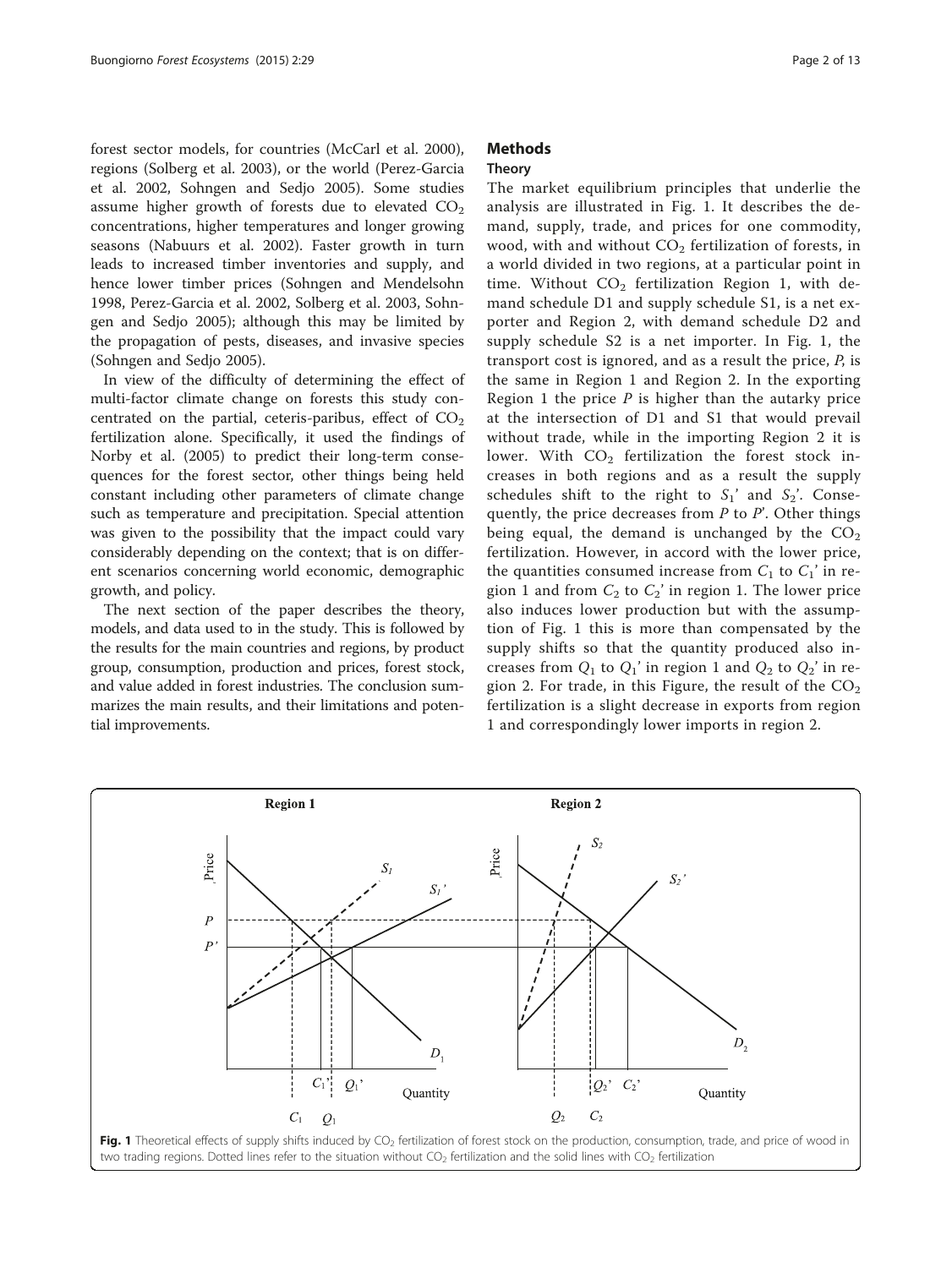forest sector models, for countries (McCarl et al. 2000), regions (Solberg et al. 2003), or the world (Perez-Garcia et al. 2002, Sohngen and Sedjo 2005). Some studies assume higher growth of forests due to elevated $CO_2$ concentrations, higher temperatures and longer growing seasons (Nabuurs et al. 2002). Faster growth in turn leads to increased timber inventories and supply, and hence lower timber prices (Sohngen and Mendelsohn 1998, Perez-Garcia et al. 2002, Solberg et al. 2003, Sohngen and Sedjo 2005); although this may be limited by the propagation of pests, diseases, and invasive species (Sohngen and Sedjo 2005).

In view of the difficulty of determining the effect of multi-factor climate change on forests this study concentrated on the partial, ceteris-paribus, effect of $CO_2$ fertilization alone. Specifically, it used the findings of Norby et al. (2005) to predict their long-term consequences for the forest sector, other things being held constant including other parameters of climate change such as temperature and precipitation. Special attention was given to the possibility that the impact could vary considerably depending on the context; that is on different scenarios concerning world economic, demographic growth, and policy.

The next section of the paper describes the theory, models, and data used to in the study. This is followed by the results for the main countries and regions, by product group, consumption, production and prices, forest stock, and value added in forest industries. The conclusion summarizes the main results, and their limitations and potential improvements.

## Methods

### Theory

The market equilibrium principles that underlie the analysis are illustrated in Fig. 1. It describes the demand, supply, trade, and prices for one commodity, wood, with and without $CO_2$ fertilization of forests, in a world divided in two regions, at a particular point in time. Without $CO_2$ fertilization Region 1, with demand schedule D1 and supply schedule S1, is a net exporter and Region 2, with demand schedule D2 and supply schedule S2 is a net importer. In Fig. 1, the transport cost is ignored, and as a result the price, $P$, is the same in Region 1 and Region 2. In the exporting Region 1 the price $P$ is higher than the autarky price at the intersection of D1 and S1 that would prevail without trade, while in the importing Region 2 it is lower. With $CO_2$ fertilization the forest stock increases in both regions and as a result the supply schedules shift to the right to $S_1$' and $S_2$'. Consequently, the price decreases from $P$ to $P$'. Other things being equal, the demand is unchanged by the $CO_2$ fertilization. However, in accord with the lower price, the quantities consumed increase from $C_1$ to $C_1$' in region 1 and from $C_2$ to $C_2$' in region 1. The lower price also induces lower production but with the assumption of Fig. 1 this is more than compensated by the supply shifts so that the quantity produced also increases from $Q_1$ to $Q_1$' in region 1 and $Q_2$ to $Q_2$' in region 2. For trade, in this Figure, the result of the $CO_2$ fertilization is a slight decrease in exports from region 1 and correspondingly lower imports in region 2.

**Fig. 1** Theoretical effects of supply shifts induced by $CO_2$ fertilization of forest stock on the production, consumption, trade, and price of wood in two trading regions. Dotted lines refer to the situation without $CO_2$ fertilization and the solid lines with $CO_2$ fertilization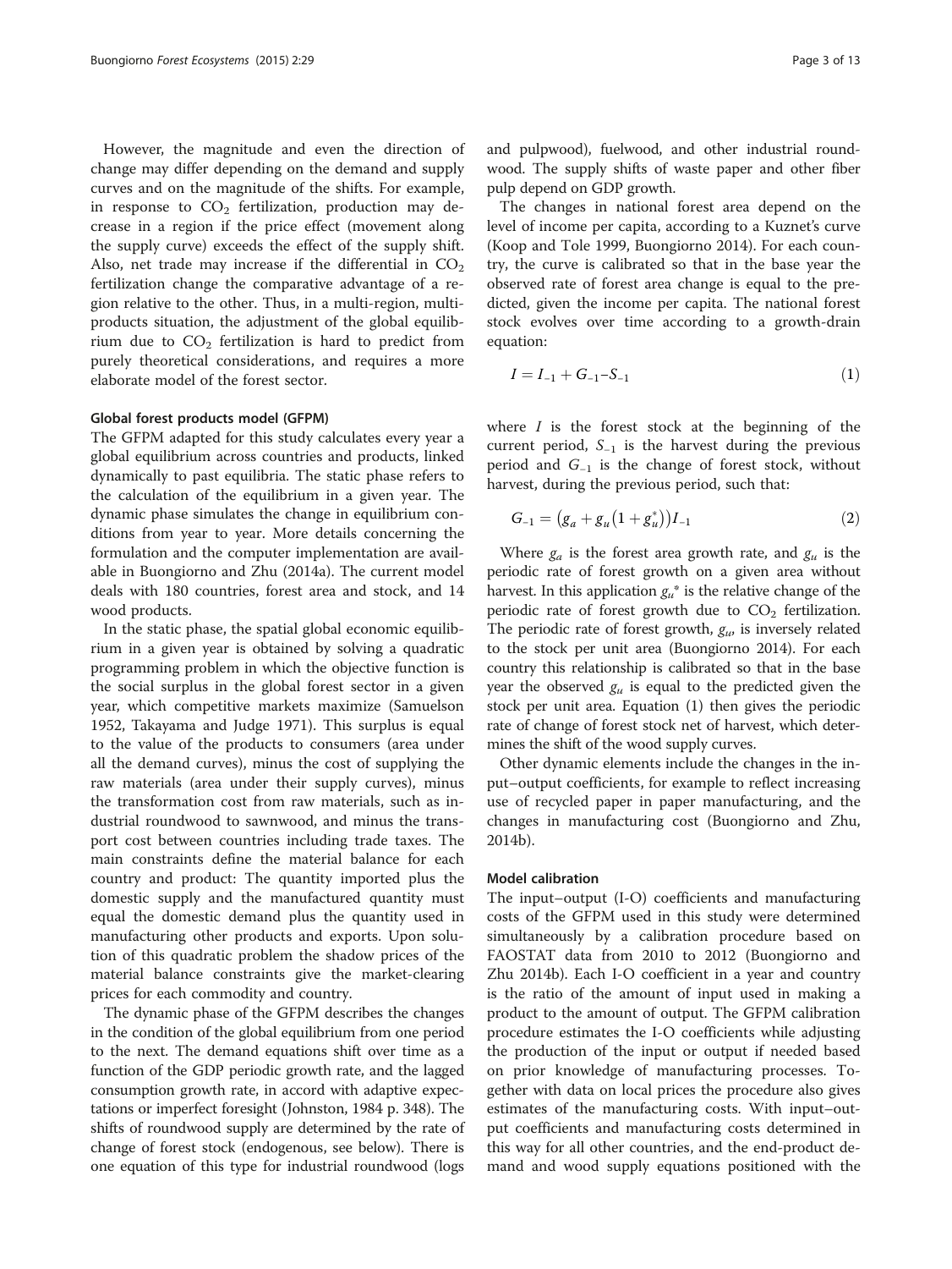However, the magnitude and even the direction of change may differ depending on the demand and supply curves and on the magnitude of the shifts. For example, in response to $CO_2$ fertilization, production may decrease in a region if the price effect (movement along the supply curve) exceeds the effect of the supply shift. Also, net trade may increase if the differential in $CO_2$ fertilization change the comparative advantage of a region relative to the other. Thus, in a multi-region, multi-products situation, the adjustment of the global equilibrium due to $CO_2$ fertilization is hard to predict from purely theoretical considerations, and requires a more elaborate model of the forest sector.

#### Global forest products model (GFPM)

The GFPM adapted for this study calculates every year a global equilibrium across countries and products, linked dynamically to past equilibria. The static phase refers to the calculation of the equilibrium in a given year. The dynamic phase simulates the change in equilibrium conditions from year to year. More details concerning the formulation and the computer implementation are available in Buongiorno and Zhu (2014a). The current model deals with 180 countries, forest area and stock, and 14 wood products.

In the static phase, the spatial global economic equilibrium in a given year is obtained by solving a quadratic programming problem in which the objective function is the social surplus in the global forest sector in a given year, which competitive markets maximize (Samuelson 1952, Takayama and Judge 1971). This surplus is equal to the value of the products to consumers (area under all the demand curves), minus the cost of supplying the raw materials (area under their supply curves), minus the transformation cost from raw materials, such as industrial roundwood to sawnwood, and minus the transport cost between countries including trade taxes. The main constraints define the material balance for each country and product: The quantity imported plus the domestic supply and the manufactured quantity must equal the domestic demand plus the quantity used in manufacturing other products and exports. Upon solution of this quadratic problem the shadow prices of the material balance constraints give the market-clearing prices for each commodity and country.

The dynamic phase of the GFPM describes the changes in the condition of the global equilibrium from one period to the next. The demand equations shift over time as a function of the GDP periodic growth rate, and the lagged consumption growth rate, in accord with adaptive expectations or imperfect foresight (Johnston, 1984 p. 348). The shifts of roundwood supply are determined by the rate of change of forest stock (endogenous, see below). There is one equation of this type for industrial roundwood (logs and pulpwood), fuelwood, and other industrial roundwood. The supply shifts of waste paper and other fiber pulp depend on GDP growth.

The changes in national forest area depend on the level of income per capita, according to a Kuznet's curve (Koop and Tole 1999, Buongiorno 2014). For each country, the curve is calibrated so that in the base year the observed rate of forest area change is equal to the predicted, given the income per capita. The national forest stock evolves over time according to a growth-drain equation:

$$I = I_{-1} + G_{-1} - S_{-1} \tag{1}$$

where $I$ is the forest stock at the beginning of the current period, $S_{-1}$ is the harvest during the previous period and $G_{-1}$ is the change of forest stock, without harvest, during the previous period, such that:

$$G_{-1} = \left(g_a + g_u\left(1 + g_u^*\right)\right) I_{-1} \tag{2}$$

Where $g_a$ is the forest area growth rate, and $g_u$ is the periodic rate of forest growth on a given area without harvest. In this application $g_u^*$ is the relative change of the periodic rate of forest growth due to $CO_2$ fertilization. The periodic rate of forest growth, $g_u$, is inversely related to the stock per unit area (Buongiorno 2014). For each country this relationship is calibrated so that in the base year the observed $g_u$ is equal to the predicted given the stock per unit area. Equation (1) then gives the periodic rate of change of forest stock net of harvest, which determines the shift of the wood supply curves.

Other dynamic elements include the changes in the input–output coefficients, for example to reflect increasing use of recycled paper in paper manufacturing, and the changes in manufacturing cost (Buongiorno and Zhu, 2014b).

#### Model calibration

The input–output (I-O) coefficients and manufacturing costs of the GFPM used in this study were determined simultaneously by a calibration procedure based on FAOSTAT data from 2010 to 2012 (Buongiorno and Zhu 2014b). Each I-O coefficient in a year and country is the ratio of the amount of input used in making a product to the amount of output. The GFPM calibration procedure estimates the I-O coefficients while adjusting the production of the input or output if needed based on prior knowledge of manufacturing processes. Together with data on local prices the procedure also gives estimates of the manufacturing costs. With input–output coefficients and manufacturing costs determined in this way for all other countries, and the end-product demand and wood supply equations positioned with the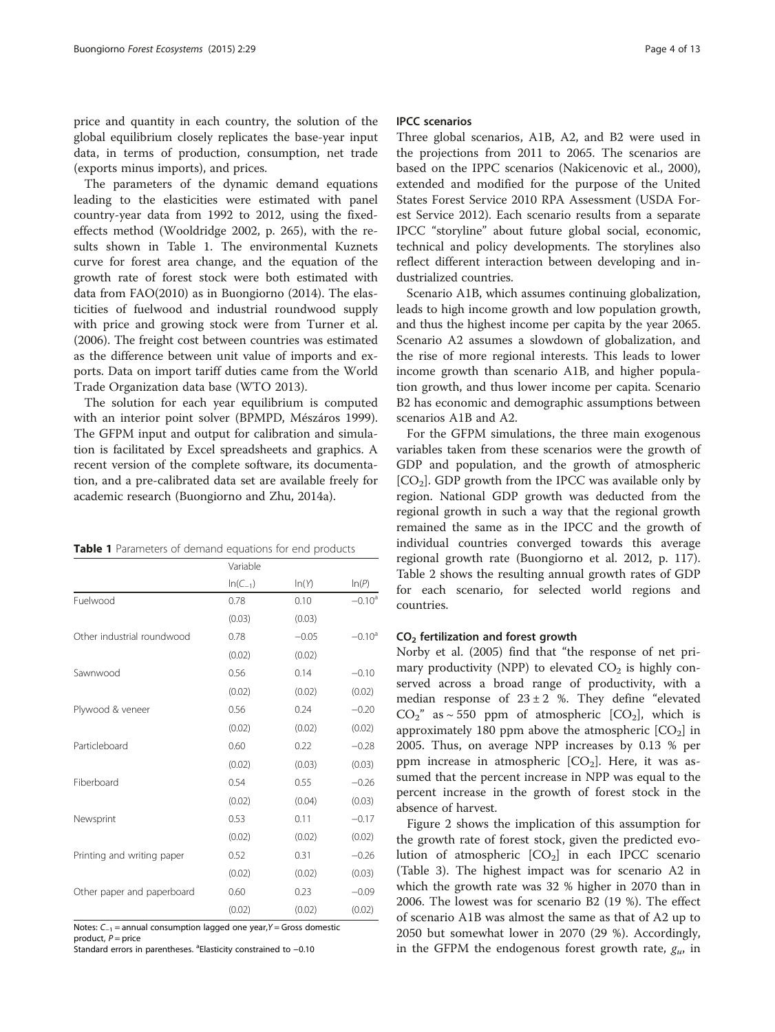price and quantity in each country, the solution of the global equilibrium closely replicates the base-year input data, in terms of production, consumption, net trade (exports minus imports), and prices.

The parameters of the dynamic demand equations leading to the elasticities were estimated with panel country-year data from 1992 to 2012, using the fixed-effects method (Wooldridge 2002, p. 265), with the results shown in Table 1. The environmental Kuznets curve for forest area change, and the equation of the growth rate of forest stock were both estimated with data from FAO(2010) as in Buongiorno (2014). The elasticities of fuelwood and industrial roundwood supply with price and growing stock were from Turner et al. (2006). The freight cost between countries was estimated as the difference between unit value of imports and exports. Data on import tariff duties came from the World Trade Organization data base (WTO 2013).

The solution for each year equilibrium is computed with an interior point solver (BPMPD, Mészáros 1999). The GFPM input and output for calibration and simulation is facilitated by Excel spreadsheets and graphics. A recent version of the complete software, its documentation, and a pre-calibrated data set are available freely for academic research (Buongiorno and Zhu, 2014a).

**Table 1** Parameters of demand equations for end products

| | Variable | | |
|---|---|---|---|
| | $\ln(C_{-1})$ | $\ln(Y)$ | $\ln(P)$ |
| Fuelwood | 0.78 | 0.10 | −0.10[a] |
| | (0.03) | (0.03) | |
| Other industrial roundwood | 0.78 | −0.05 | −0.10[a] |
| | (0.02) | (0.02) | |
| Sawnwood | 0.56 | 0.14 | −0.10 |
| | (0.02) | (0.02) | (0.02) |
| Plywood & veneer | 0.56 | 0.24 | −0.20 |
| | (0.02) | (0.02) | (0.02) |
| Particleboard | 0.60 | 0.22 | −0.28 |
| | (0.02) | (0.03) | (0.03) |
| Fiberboard | 0.54 | 0.55 | −0.26 |
| | (0.02) | (0.04) | (0.03) |
| Newsprint | 0.53 | 0.11 | −0.17 |
| | (0.02) | (0.02) | (0.02) |
| Printing and writing paper | 0.52 | 0.31 | −0.26 |
| | (0.02) | (0.02) | (0.03) |
| Other paper and paperboard | 0.60 | 0.23 | −0.09 |
| | (0.02) | (0.02) | (0.02) |

Notes: $C_{-1}$ = annual consumption lagged one year, $Y$ = Gross domestic product, $P$ = price
Standard errors in parentheses. [a]Elasticity constrained to −0.10

### IPCC scenarios

Three global scenarios, A1B, A2, and B2 were used in the projections from 2011 to 2065. The scenarios are based on the IPPC scenarios (Nakicenovic et al., 2000), extended and modified for the purpose of the United States Forest Service 2010 RPA Assessment (USDA Forest Service 2012). Each scenario results from a separate IPCC "storyline" about future global social, economic, technical and policy developments. The storylines also reflect different interaction between developing and industrialized countries.

Scenario A1B, which assumes continuing globalization, leads to high income growth and low population growth, and thus the highest income per capita by the year 2065. Scenario A2 assumes a slowdown of globalization, and the rise of more regional interests. This leads to lower income growth than scenario A1B, and higher population growth, and thus lower income per capita. Scenario B2 has economic and demographic assumptions between scenarios A1B and A2.

For the GFPM simulations, the three main exogenous variables taken from these scenarios were the growth of GDP and population, and the growth of atmospheric [$CO_2$]. GDP growth from the IPCC was available only by region. National GDP growth was deducted from the regional growth in such a way that the regional growth remained the same as in the IPCC and the growth of individual countries converged towards this average regional growth rate (Buongiorno et al. 2012, p. 117). Table 2 shows the resulting annual growth rates of GDP for each scenario, for selected world regions and countries.

### $CO_2$ fertilization and forest growth

Norby et al. (2005) find that "the response of net primary productivity (NPP) to elevated $CO_2$ is highly conserved across a broad range of productivity, with a median response of $23 \pm 2$ %. They define "elevated $CO_2$" as ~ 550 ppm of atmospheric [$CO_2$], which is approximately 180 ppm above the atmospheric [$CO_2$] in 2005. Thus, on average NPP increases by 0.13 % per ppm increase in atmospheric [$CO_2$]. Here, it was assumed that the percent increase in NPP was equal to the percent increase in the growth of forest stock in the absence of harvest.

Figure 2 shows the implication of this assumption for the growth rate of forest stock, given the predicted evolution of atmospheric [$CO_2$] in each IPCC scenario (Table 3). The highest impact was for scenario A2 in which the growth rate was 32 % higher in 2070 than in 2006. The lowest was for scenario B2 (19 %). The effect of scenario A1B was almost the same as that of A2 up to 2050 but somewhat lower in 2070 (29 %). Accordingly, in the GFPM the endogenous forest growth rate, $g_u$, in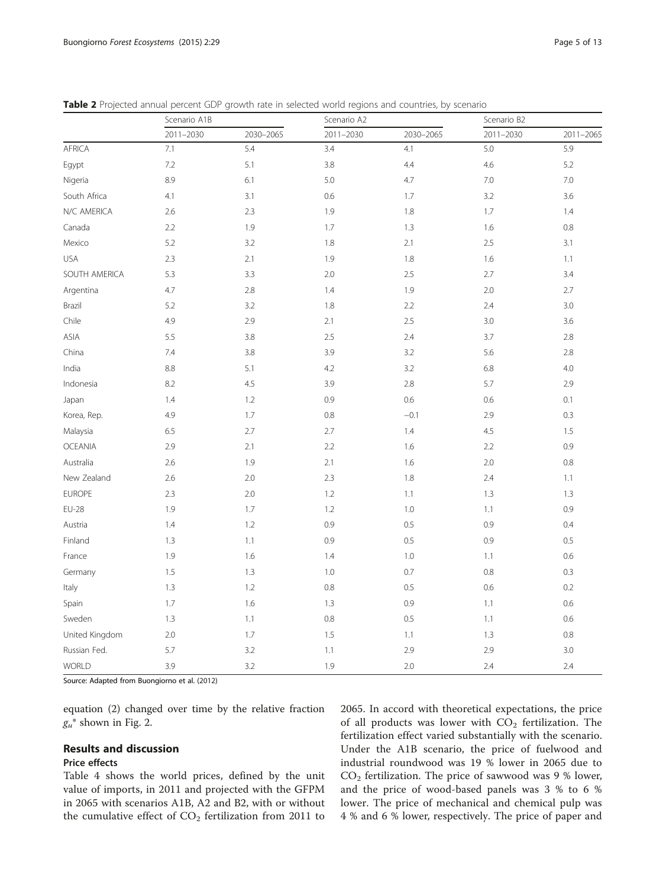**Table 2** Projected annual percent GDP growth rate in selected world regions and countries, by scenario

| | Scenario A1B | | Scenario A2 | | Scenario B2 | |
|---|---|---|---|---|---|---|
| | 2011–2030 | 2030–2065 | 2011–2030 | 2030–2065 | 2011–2030 | 2011–2065 |
| AFRICA | 7.1 | 5.4 | 3.4 | 4.1 | 5.0 | 5.9 |
| Egypt | 7.2 | 5.1 | 3.8 | 4.4 | 4.6 | 5.2 |
| Nigeria | 8.9 | 6.1 | 5.0 | 4.7 | 7.0 | 7.0 |
| South Africa | 4.1 | 3.1 | 0.6 | 1.7 | 3.2 | 3.6 |
| N/C AMERICA | 2.6 | 2.3 | 1.9 | 1.8 | 1.7 | 1.4 |
| Canada | 2.2 | 1.9 | 1.7 | 1.3 | 1.6 | 0.8 |
| Mexico | 5.2 | 3.2 | 1.8 | 2.1 | 2.5 | 3.1 |
| USA | 2.3 | 2.1 | 1.9 | 1.8 | 1.6 | 1.1 |
| SOUTH AMERICA | 5.3 | 3.3 | 2.0 | 2.5 | 2.7 | 3.4 |
| Argentina | 4.7 | 2.8 | 1.4 | 1.9 | 2.0 | 2.7 |
| Brazil | 5.2 | 3.2 | 1.8 | 2.2 | 2.4 | 3.0 |
| Chile | 4.9 | 2.9 | 2.1 | 2.5 | 3.0 | 3.6 |
| ASIA | 5.5 | 3.8 | 2.5 | 2.4 | 3.7 | 2.8 |
| China | 7.4 | 3.8 | 3.9 | 3.2 | 5.6 | 2.8 |
| India | 8.8 | 5.1 | 4.2 | 3.2 | 6.8 | 4.0 |
| Indonesia | 8.2 | 4.5 | 3.9 | 2.8 | 5.7 | 2.9 |
| Japan | 1.4 | 1.2 | 0.9 | 0.6 | 0.6 | 0.1 |
| Korea, Rep. | 4.9 | 1.7 | 0.8 | −0.1 | 2.9 | 0.3 |
| Malaysia | 6.5 | 2.7 | 2.7 | 1.4 | 4.5 | 1.5 |
| OCEANIA | 2.9 | 2.1 | 2.2 | 1.6 | 2.2 | 0.9 |
| Australia | 2.6 | 1.9 | 2.1 | 1.6 | 2.0 | 0.8 |
| New Zealand | 2.6 | 2.0 | 2.3 | 1.8 | 2.4 | 1.1 |
| EUROPE | 2.3 | 2.0 | 1.2 | 1.1 | 1.3 | 1.3 |
| EU-28 | 1.9 | 1.7 | 1.2 | 1.0 | 1.1 | 0.9 |
| Austria | 1.4 | 1.2 | 0.9 | 0.5 | 0.9 | 0.4 |
| Finland | 1.3 | 1.1 | 0.9 | 0.5 | 0.9 | 0.5 |
| France | 1.9 | 1.6 | 1.4 | 1.0 | 1.1 | 0.6 |
| Germany | 1.5 | 1.3 | 1.0 | 0.7 | 0.8 | 0.3 |
| Italy | 1.3 | 1.2 | 0.8 | 0.5 | 0.6 | 0.2 |
| Spain | 1.7 | 1.6 | 1.3 | 0.9 | 1.1 | 0.6 |
| Sweden | 1.3 | 1.1 | 0.8 | 0.5 | 1.1 | 0.6 |
| United Kingdom | 2.0 | 1.7 | 1.5 | 1.1 | 1.3 | 0.8 |
| Russian Fed. | 5.7 | 3.2 | 1.1 | 2.9 | 2.9 | 3.0 |
| WORLD | 3.9 | 3.2 | 1.9 | 2.0 | 2.4 | 2.4 |

Source: Adapted from Buongiorno et al. (2012)

equation (2) changed over time by the relative fraction $g_u^*$ shown in Fig. 2.

## Results and discussion

### Price effects

Table 4 shows the world prices, defined by the unit value of imports, in 2011 and projected with the GFPM in 2065 with scenarios A1B, A2 and B2, with or without the cumulative effect of $CO_2$ fertilization from 2011 to 2065. In accord with theoretical expectations, the price of all products was lower with $CO_2$ fertilization. The fertilization effect varied substantially with the scenario. Under the A1B scenario, the price of fuelwood and industrial roundwood was 19 % lower in 2065 due to $CO_2$ fertilization. The price of sawwood was 9 % lower, and the price of wood-based panels was 3 % to 6 % lower. The price of mechanical and chemical pulp was 4 % and 6 % lower, respectively. The price of paper and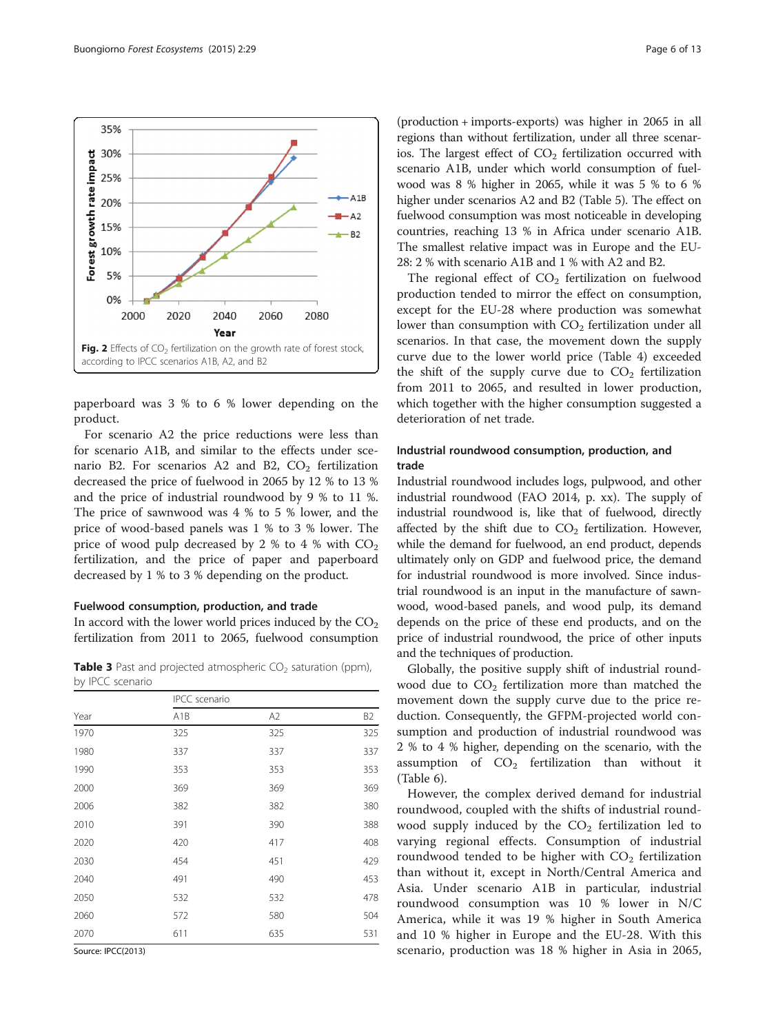Fig. 2 Effects of $CO_2$ fertilization on the growth rate of forest stock, according to IPCC scenarios A1B, A2, and B2

paperboard was 3 % to 6 % lower depending on the product.

For scenario A2 the price reductions were less than for scenario A1B, and similar to the effects under scenario B2. For scenarios A2 and B2, $CO_2$ fertilization decreased the price of fuelwood in 2065 by 12 % to 13 % and the price of industrial roundwood by 9 % to 11 %. The price of sawnwood was 4 % to 5 % lower, and the price of wood-based panels was 1 % to 3 % lower. The price of wood pulp decreased by 2 % to 4 % with $CO_2$ fertilization, and the price of paper and paperboard decreased by 1 % to 3 % depending on the product.

### Fuelwood consumption, production, and trade

In accord with the lower world prices induced by the $CO_2$ fertilization from 2011 to 2065, fuelwood consumption (production + imports-exports) was higher in 2065 in all regions than without fertilization, under all three scenarios. The largest effect of $CO_2$ fertilization occurred with scenario A1B, under which world consumption of fuelwood was 8 % higher in 2065, while it was 5 % to 6 % higher under scenarios A2 and B2 (Table 5). The effect on fuelwood consumption was most noticeable in developing countries, reaching 13 % in Africa under scenario A1B. The smallest relative impact was in Europe and the EU-28: 2 % with scenario A1B and 1 % with A2 and B2.

The regional effect of $CO_2$ fertilization on fuelwood production tended to mirror the effect on consumption, except for the EU-28 where production was somewhat lower than consumption with $CO_2$ fertilization under all scenarios. In that case, the movement down the supply curve due to the lower world price (Table 4) exceeded the shift of the supply curve due to $CO_2$ fertilization from 2011 to 2065, and resulted in lower production, which together with the higher consumption suggested a deterioration of net trade.

**Table 3** Past and projected atmospheric $CO_2$ saturation (ppm), by IPCC scenario

| | IPCC scenario | | |
|---|---|---|---|
| Year | A1B | A2 | B2 |
| 1970 | 325 | 325 | 325 |
| 1980 | 337 | 337 | 337 |
| 1990 | 353 | 353 | 353 |
| 2000 | 369 | 369 | 369 |
| 2006 | 382 | 382 | 380 |
| 2010 | 391 | 390 | 388 |
| 2020 | 420 | 417 | 408 |
| 2030 | 454 | 451 | 429 |
| 2040 | 491 | 490 | 453 |
| 2050 | 532 | 532 | 478 |
| 2060 | 572 | 580 | 504 |
| 2070 | 611 | 635 | 531 |

Source: IPCC(2013)

### Industrial roundwood consumption, production, and trade

Industrial roundwood includes logs, pulpwood, and other industrial roundwood (FAO 2014, p. xx). The supply of industrial roundwood is, like that of fuelwood, directly affected by the shift due to $CO_2$ fertilization. However, while the demand for fuelwood, an end product, depends ultimately only on GDP and fuelwood price, the demand for industrial roundwood is more involved. Since industrial roundwood is an input in the manufacture of sawnwood, wood-based panels, and wood pulp, its demand depends on the price of these end products, and on the price of industrial roundwood, the price of other inputs and the techniques of production.

Globally, the positive supply shift of industrial roundwood due to $CO_2$ fertilization more than matched the movement down the supply curve due to the price reduction. Consequently, the GFPM-projected world consumption and production of industrial roundwood was 2 % to 4 % higher, depending on the scenario, with the assumption of $CO_2$ fertilization than without it (Table 6).

However, the complex derived demand for industrial roundwood, coupled with the shifts of industrial roundwood supply induced by the $CO_2$ fertilization led to varying regional effects. Consumption of industrial roundwood tended to be higher with $CO_2$ fertilization than without it, except in North/Central America and Asia. Under scenario A1B in particular, industrial roundwood consumption was 10 % lower in N/C America, while it was 19 % higher in South America and 10 % higher in Europe and the EU-28. With this scenario, production was 18 % higher in Asia in 2065,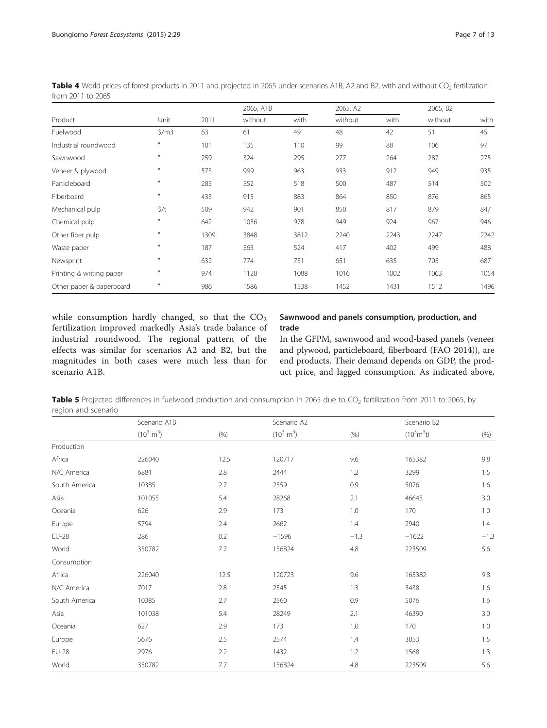**Table 4** World prices of forest products in 2011 and projected in 2065 under scenarios A1B, A2 and B2, with and without $CO_2$ fertilization from 2011 to 2065

| Product | Unit | 2011 | 2065, A1B | | 2065, A2 | | 2065, B2 | |
|---|---|---|---|---|---|---|---|---|
| | | | without | with | without | with | without | with |
| Fuelwood | \$/m3 | 63 | 61 | 49 | 48 | 42 | 51 | 45 |
| Industrial roundwood | " | 101 | 135 | 110 | 99 | 88 | 106 | 97 |
| Sawnwood | " | 259 | 324 | 295 | 277 | 264 | 287 | 275 |
| Veneer & plywood | " | 573 | 999 | 963 | 933 | 912 | 949 | 935 |
| Particleboard | " | 285 | 552 | 518 | 500 | 487 | 514 | 502 |
| Fiberboard | " | 433 | 915 | 883 | 864 | 850 | 876 | 865 |
| Mechanical pulp | \$/t | 509 | 942 | 901 | 850 | 817 | 879 | 847 |
| Chemical pulp | " | 642 | 1036 | 978 | 949 | 924 | 967 | 946 |
| Other fiber pulp | " | 1309 | 3848 | 3812 | 2240 | 2243 | 2247 | 2242 |
| Waste paper | " | 187 | 563 | 524 | 417 | 402 | 499 | 488 |
| Newsprint | " | 632 | 774 | 731 | 651 | 635 | 705 | 687 |
| Printing & writing paper | " | 974 | 1128 | 1088 | 1016 | 1002 | 1063 | 1054 |
| Other paper & paperboard | " | 986 | 1586 | 1538 | 1452 | 1431 | 1512 | 1496 |

while consumption hardly changed, so that the $CO_2$ fertilization improved markedly Asia's trade balance of industrial roundwood. The regional pattern of the effects was similar for scenarios A2 and B2, but the magnitudes in both cases were much less than for scenario A1B.

## Sawnwood and panels consumption, production, and trade

In the GFPM, sawnwood and wood-based panels (veneer and plywood, particleboard, fiberboard (FAO 2014)), are end products. Their demand depends on GDP, the product price, and lagged consumption. As indicated above,

**Table 5** Projected differences in fuelwood production and consumption in 2065 due to $CO_2$ fertilization from 2011 to 2065, by region and scenario

| | Scenario A1B | | Scenario A2 | | Scenario B2 | |
|---|---|---|---|---|---|---|
| | ($10^3$ $m^3$) | (%) | ($10^3$ $m^3$) | (%) | ($10^3 m^3 t$) | (%) |
| Production | | | | | | |
| Africa | 226040 | 12.5 | 120717 | 9.6 | 165382 | 9.8 |
| N/C America | 6881 | 2.8 | 2444 | 1.2 | 3299 | 1.5 |
| South America | 10385 | 2.7 | 2559 | 0.9 | 5076 | 1.6 |
| Asia | 101055 | 5.4 | 28268 | 2.1 | 46643 | 3.0 |
| Oceania | 626 | 2.9 | 173 | 1.0 | 170 | 1.0 |
| Europe | 5794 | 2.4 | 2662 | 1.4 | 2940 | 1.4 |
| EU-28 | 286 | 0.2 | −1596 | −1.3 | −1622 | −1.3 |
| World | 350782 | 7.7 | 156824 | 4.8 | 223509 | 5.6 |
| Consumption | | | | | | |
| Africa | 226040 | 12.5 | 120723 | 9.6 | 165382 | 9.8 |
| N/C America | 7017 | 2.8 | 2545 | 1.3 | 3438 | 1.6 |
| South America | 10385 | 2.7 | 2560 | 0.9 | 5076 | 1.6 |
| Asia | 101038 | 5.4 | 28249 | 2.1 | 46390 | 3.0 |
| Oceania | 627 | 2.9 | 173 | 1.0 | 170 | 1.0 |
| Europe | 5676 | 2.5 | 2574 | 1.4 | 3053 | 1.5 |
| EU-28 | 2976 | 2.2 | 1432 | 1.2 | 1568 | 1.3 |
| World | 350782 | 7.7 | 156824 | 4.8 | 223509 | 5.6 |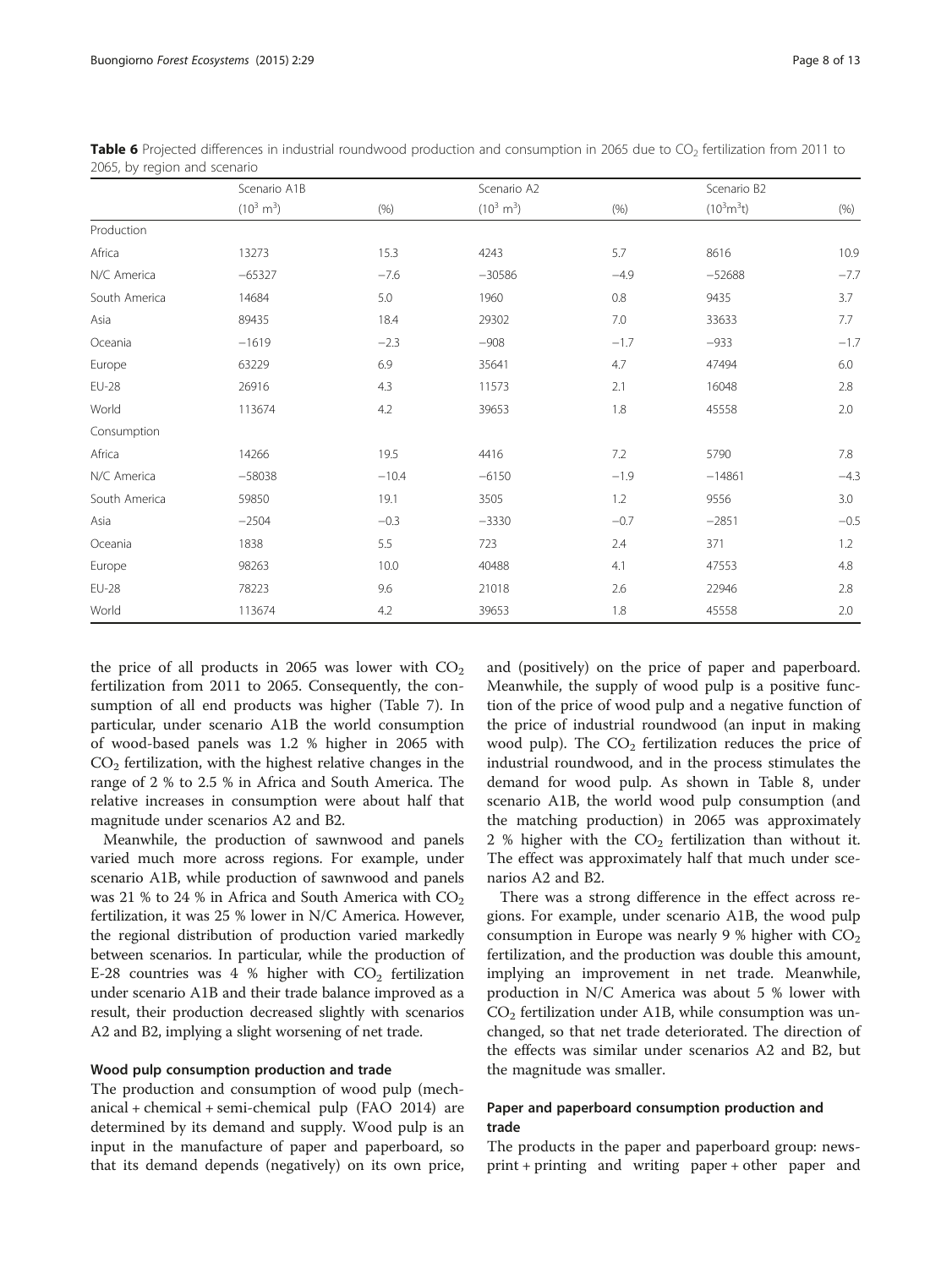**Table 6** Projected differences in industrial roundwood production and consumption in 2065 due to $CO_2$ fertilization from 2011 to 2065, by region and scenario

| | Scenario A1B | | Scenario A2 | | Scenario B2 | |
|---|---|---|---|---|---|---|
| | ($10^3$ $m^3$) | (%) | ($10^3$ $m^3$) | (%) | ($10^3 m^3 t$) | (%) |
| Production | | | | | | |
| Africa | 13273 | 15.3 | 4243 | 5.7 | 8616 | 10.9 |
| N/C America | −65327 | −7.6 | −30586 | −4.9 | −52688 | −7.7 |
| South America | 14684 | 5.0 | 1960 | 0.8 | 9435 | 3.7 |
| Asia | 89435 | 18.4 | 29302 | 7.0 | 33633 | 7.7 |
| Oceania | −1619 | −2.3 | −908 | −1.7 | −933 | −1.7 |
| Europe | 63229 | 6.9 | 35641 | 4.7 | 47494 | 6.0 |
| EU-28 | 26916 | 4.3 | 11573 | 2.1 | 16048 | 2.8 |
| World | 113674 | 4.2 | 39653 | 1.8 | 45558 | 2.0 |
| Consumption | | | | | | |
| Africa | 14266 | 19.5 | 4416 | 7.2 | 5790 | 7.8 |
| N/C America | −58038 | −10.4 | −6150 | −1.9 | −14861 | −4.3 |
| South America | 59850 | 19.1 | 3505 | 1.2 | 9556 | 3.0 |
| Asia | −2504 | −0.3 | −3330 | −0.7 | −2851 | −0.5 |
| Oceania | 1838 | 5.5 | 723 | 2.4 | 371 | 1.2 |
| Europe | 98263 | 10.0 | 40488 | 4.1 | 47553 | 4.8 |
| EU-28 | 78223 | 9.6 | 21018 | 2.6 | 22946 | 2.8 |
| World | 113674 | 4.2 | 39653 | 1.8 | 45558 | 2.0 |

the price of all products in 2065 was lower with $CO_2$ fertilization from 2011 to 2065. Consequently, the consumption of all end products was higher (Table 7). In particular, under scenario A1B the world consumption of wood-based panels was 1.2 % higher in 2065 with $CO_2$ fertilization, with the highest relative changes in the range of 2 % to 2.5 % in Africa and South America. The relative increases in consumption were about half that magnitude under scenarios A2 and B2.

Meanwhile, the production of sawnwood and panels varied much more across regions. For example, under scenario A1B, while production of sawnwood and panels was 21 % to 24 % in Africa and South America with $CO_2$ fertilization, it was 25 % lower in N/C America. However, the regional distribution of production varied markedly between scenarios. In particular, while the production of E-28 countries was 4 % higher with $CO_2$ fertilization under scenario A1B and their trade balance improved as a result, their production decreased slightly with scenarios A2 and B2, implying a slight worsening of net trade.

#### Wood pulp consumption production and trade

The production and consumption of wood pulp (mechanical + chemical + semi-chemical pulp (FAO 2014) are determined by its demand and supply. Wood pulp is an input in the manufacture of paper and paperboard, so that its demand depends (negatively) on its own price, and (positively) on the price of paper and paperboard. Meanwhile, the supply of wood pulp is a positive function of the price of wood pulp and a negative function of the price of industrial roundwood (an input in making wood pulp). The $CO_2$ fertilization reduces the price of industrial roundwood, and in the process stimulates the demand for wood pulp. As shown in Table 8, under scenario A1B, the world wood pulp consumption (and the matching production) in 2065 was approximately 2 % higher with the $CO_2$ fertilization than without it. The effect was approximately half that much under scenarios A2 and B2.

There was a strong difference in the effect across regions. For example, under scenario A1B, the wood pulp consumption in Europe was nearly 9 % higher with $CO_2$ fertilization, and the production was double this amount, implying an improvement in net trade. Meanwhile, production in N/C America was about 5 % lower with $CO_2$ fertilization under A1B, while consumption was unchanged, so that net trade deteriorated. The direction of the effects was similar under scenarios A2 and B2, but the magnitude was smaller.

#### Paper and paperboard consumption production and trade

The products in the paper and paperboard group: newsprint + printing and writing paper + other paper and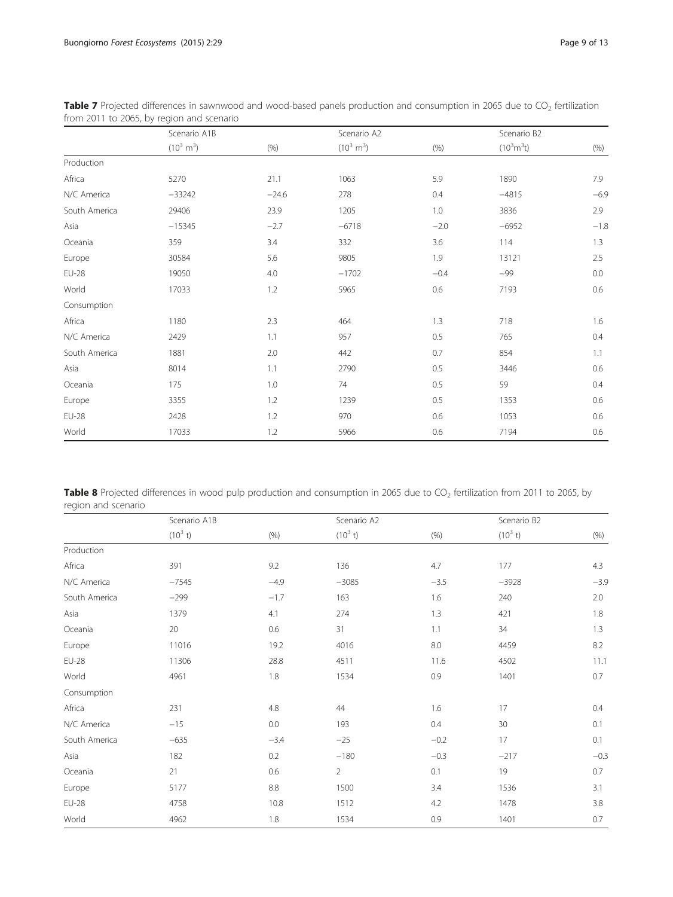**Table 7** Projected differences in sawnwood and wood-based panels production and consumption in 2065 due to $CO_2$ fertilization from 2011 to 2065, by region and scenario

| | Scenario A1B | | Scenario A2 | | Scenario B2 | |
|---|---|---|---|---|---|---|
| | ($10^3$ $m^3$) | (%) | ($10^3$ $m^3$) | (%) | ($10^3 m^3 t$) | (%) |
| Production | | | | | | |
| Africa | 5270 | 21.1 | 1063 | 5.9 | 1890 | 7.9 |
| N/C America | −33242 | −24.6 | 278 | 0.4 | −4815 | −6.9 |
| South America | 29406 | 23.9 | 1205 | 1.0 | 3836 | 2.9 |
| Asia | −15345 | −2.7 | −6718 | −2.0 | −6952 | −1.8 |
| Oceania | 359 | 3.4 | 332 | 3.6 | 114 | 1.3 |
| Europe | 30584 | 5.6 | 9805 | 1.9 | 13121 | 2.5 |
| EU-28 | 19050 | 4.0 | −1702 | −0.4 | −99 | 0.0 |
| World | 17033 | 1.2 | 5965 | 0.6 | 7193 | 0.6 |
| Consumption | | | | | | |
| Africa | 1180 | 2.3 | 464 | 1.3 | 718 | 1.6 |
| N/C America | 2429 | 1.1 | 957 | 0.5 | 765 | 0.4 |
| South America | 1881 | 2.0 | 442 | 0.7 | 854 | 1.1 |
| Asia | 8014 | 1.1 | 2790 | 0.5 | 3446 | 0.6 |
| Oceania | 175 | 1.0 | 74 | 0.5 | 59 | 0.4 |
| Europe | 3355 | 1.2 | 1239 | 0.5 | 1353 | 0.6 |
| EU-28 | 2428 | 1.2 | 970 | 0.6 | 1053 | 0.6 |
| World | 17033 | 1.2 | 5966 | 0.6 | 7194 | 0.6 |

**Table 8** Projected differences in wood pulp production and consumption in 2065 due to $CO_2$ fertilization from 2011 to 2065, by region and scenario

| | Scenario A1B | | Scenario A2 | | Scenario B2 | |
|---|---|---|---|---|---|---|
| | ($10^3$ t) | (%) | ($10^3$ t) | (%) | ($10^3$ t) | (%) |
| Production | | | | | | |
| Africa | 391 | 9.2 | 136 | 4.7 | 177 | 4.3 |
| N/C America | −7545 | −4.9 | −3085 | −3.5 | −3928 | −3.9 |
| South America | −299 | −1.7 | 163 | 1.6 | 240 | 2.0 |
| Asia | 1379 | 4.1 | 274 | 1.3 | 421 | 1.8 |
| Oceania | 20 | 0.6 | 31 | 1.1 | 34 | 1.3 |
| Europe | 11016 | 19.2 | 4016 | 8.0 | 4459 | 8.2 |
| EU-28 | 11306 | 28.8 | 4511 | 11.6 | 4502 | 11.1 |
| World | 4961 | 1.8 | 1534 | 0.9 | 1401 | 0.7 |
| Consumption | | | | | | |
| Africa | 231 | 4.8 | 44 | 1.6 | 17 | 0.4 |
| N/C America | −15 | 0.0 | 193 | 0.4 | 30 | 0.1 |
| South America | −635 | −3.4 | −25 | −0.2 | 17 | 0.1 |
| Asia | 182 | 0.2 | −180 | −0.3 | −217 | −0.3 |
| Oceania | 21 | 0.6 | 2 | 0.1 | 19 | 0.7 |
| Europe | 5177 | 8.8 | 1500 | 3.4 | 1536 | 3.1 |
| EU-28 | 4758 | 10.8 | 1512 | 4.2 | 1478 | 3.8 |
| World | 4962 | 1.8 | 1534 | 0.9 | 1401 | 0.7 |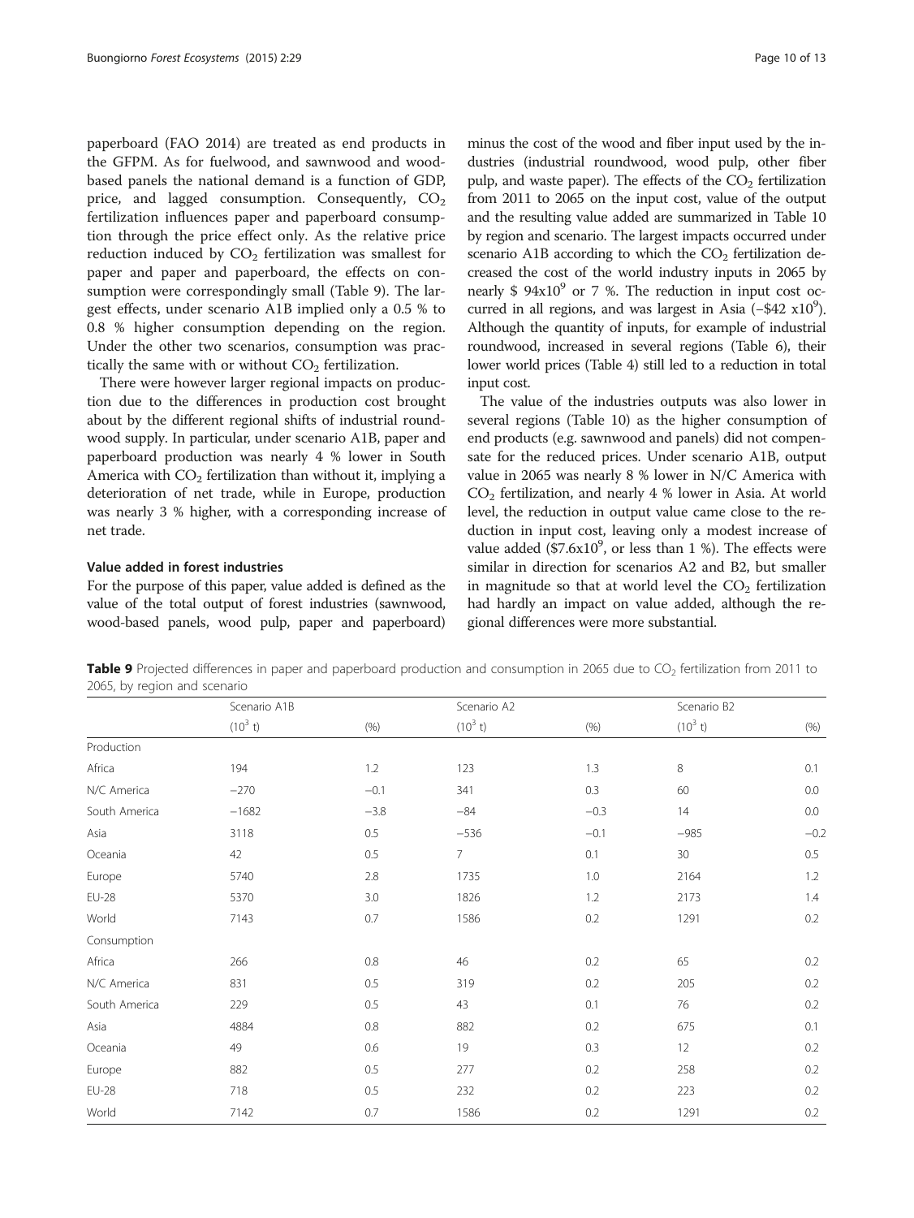paperboard (FAO 2014) are treated as end products in the GFPM. As for fuelwood, and sawnwood and wood-based panels the national demand is a function of GDP, price, and lagged consumption. Consequently, $CO_2$ fertilization influences paper and paperboard consumption through the price effect only. As the relative price reduction induced by $CO_2$ fertilization was smallest for paper and paper and paperboard, the effects on consumption were correspondingly small (Table 9). The largest effects, under scenario A1B implied only a 0.5 % to 0.8 % higher consumption depending on the region. Under the other two scenarios, consumption was practically the same with or without $CO_2$ fertilization.

There were however larger regional impacts on production due to the differences in production cost brought about by the different regional shifts of industrial roundwood supply. In particular, under scenario A1B, paper and paperboard production was nearly 4 % lower in South America with $CO_2$ fertilization than without it, implying a deterioration of net trade, while in Europe, production was nearly 3 % higher, with a corresponding increase of net trade.

### Value added in forest industries

For the purpose of this paper, value added is defined as the value of the total output of forest industries (sawnwood, wood-based panels, wood pulp, paper and paperboard) minus the cost of the wood and fiber input used by the industries (industrial roundwood, wood pulp, other fiber pulp, and waste paper). The effects of the $CO_2$ fertilization from 2011 to 2065 on the input cost, value of the output and the resulting value added are summarized in Table 10 by region and scenario. The largest impacts occurred under scenario A1B according to which the $CO_2$ fertilization decreased the cost of the world industry inputs in 2065 by nearly \$ $94x10^9$ or 7 %. The reduction in input cost occurred in all regions, and was largest in Asia (−\$42 $x10^9$). Although the quantity of inputs, for example of industrial roundwood, increased in several regions (Table 6), their lower world prices (Table 4) still led to a reduction in total input cost.

The value of the industries outputs was also lower in several regions (Table 10) as the higher consumption of end products (e.g. sawnwood and panels) did not compensate for the reduced prices. Under scenario A1B, output value in 2065 was nearly 8 % lower in N/C America with $CO_2$ fertilization, and nearly 4 % lower in Asia. At world level, the reduction in output value came close to the reduction in input cost, leaving only a modest increase of value added (\$$7.6x10^9$, or less than 1 %). The effects were similar in direction for scenarios A2 and B2, but smaller in magnitude so that at world level the $CO_2$ fertilization had hardly an impact on value added, although the regional differences were more substantial.

**Table 9** Projected differences in paper and paperboard production and consumption in 2065 due to $CO_2$ fertilization from 2011 to 2065, by region and scenario

| | Scenario A1B | | Scenario A2 | | Scenario B2 | |
|---|---|---|---|---|---|---|
| | ($10^3$ t) | (%) | ($10^3$ t) | (%) | ($10^3$ t) | (%) |
| Production | | | | | | |
| Africa | 194 | 1.2 | 123 | 1.3 | 8 | 0.1 |
| N/C America | −270 | −0.1 | 341 | 0.3 | 60 | 0.0 |
| South America | −1682 | −3.8 | −84 | −0.3 | 14 | 0.0 |
| Asia | 3118 | 0.5 | −536 | −0.1 | −985 | −0.2 |
| Oceania | 42 | 0.5 | 7 | 0.1 | 30 | 0.5 |
| Europe | 5740 | 2.8 | 1735 | 1.0 | 2164 | 1.2 |
| EU-28 | 5370 | 3.0 | 1826 | 1.2 | 2173 | 1.4 |
| World | 7143 | 0.7 | 1586 | 0.2 | 1291 | 0.2 |
| Consumption | | | | | | |
| Africa | 266 | 0.8 | 46 | 0.2 | 65 | 0.2 |
| N/C America | 831 | 0.5 | 319 | 0.2 | 205 | 0.2 |
| South America | 229 | 0.5 | 43 | 0.1 | 76 | 0.2 |
| Asia | 4884 | 0.8 | 882 | 0.2 | 675 | 0.1 |
| Oceania | 49 | 0.6 | 19 | 0.3 | 12 | 0.2 |
| Europe | 882 | 0.5 | 277 | 0.2 | 258 | 0.2 |
| EU-28 | 718 | 0.5 | 232 | 0.2 | 223 | 0.2 |
| World | 7142 | 0.7 | 1586 | 0.2 | 1291 | 0.2 |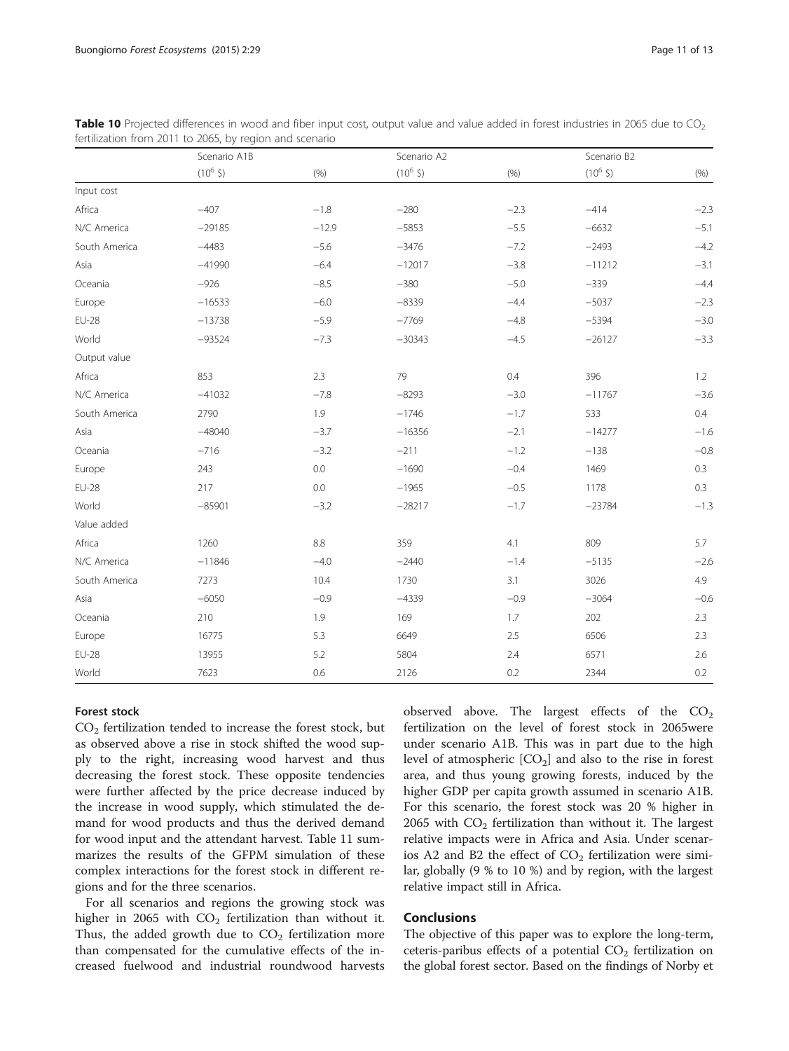**Table 10** Projected differences in wood and fiber input cost, output value and value added in forest industries in 2065 due to $CO_2$ fertilization from 2011 to 2065, by region and scenario

| | Scenario A1B | | Scenario A2 | | Scenario B2 | |
|---|---|---|---|---|---|---|
| | ($10^6$ \$) | (%) | ($10^6$ \$) | (%) | ($10^6$ \$) | (%) |
| Input cost | | | | | | |
| Africa | −407 | −1.8 | −280 | −2.3 | −414 | −2.3 |
| N/C America | −29185 | −12.9 | −5853 | −5.5 | −6632 | −5.1 |
| South America | −4483 | −5.6 | −3476 | −7.2 | −2493 | −4.2 |
| Asia | −41990 | −6.4 | −12017 | −3.8 | −11212 | −3.1 |
| Oceania | −926 | −8.5 | −380 | −5.0 | −339 | −4.4 |
| Europe | −16533 | −6.0 | −8339 | −4.4 | −5037 | −2.3 |
| EU-28 | −13738 | −5.9 | −7769 | −4.8 | −5394 | −3.0 |
| World | −93524 | −7.3 | −30343 | −4.5 | −26127 | −3.3 |
| Output value | | | | | | |
| Africa | 853 | 2.3 | 79 | 0.4 | 396 | 1.2 |
| N/C America | −41032 | −7.8 | −8293 | −3.0 | −11767 | −3.6 |
| South America | 2790 | 1.9 | −1746 | −1.7 | 533 | 0.4 |
| Asia | −48040 | −3.7 | −16356 | −2.1 | −14277 | −1.6 |
| Oceania | −716 | −3.2 | −211 | −1.2 | −138 | −0.8 |
| Europe | 243 | 0.0 | −1690 | −0.4 | 1469 | 0.3 |
| EU-28 | 217 | 0.0 | −1965 | −0.5 | 1178 | 0.3 |
| World | −85901 | −3.2 | −28217 | −1.7 | −23784 | −1.3 |
| Value added | | | | | | |
| Africa | 1260 | 8.8 | 359 | 4.1 | 809 | 5.7 |
| N/C America | −11846 | −4.0 | −2440 | −1.4 | −5135 | −2.6 |
| South America | 7273 | 10.4 | 1730 | 3.1 | 3026 | 4.9 |
| Asia | −6050 | −0.9 | −4339 | −0.9 | −3064 | −0.6 |
| Oceania | 210 | 1.9 | 169 | 1.7 | 202 | 2.3 |
| Europe | 16775 | 5.3 | 6649 | 2.5 | 6506 | 2.3 |
| EU-28 | 13955 | 5.2 | 5804 | 2.4 | 6571 | 2.6 |
| World | 7623 | 0.6 | 2126 | 0.2 | 2344 | 0.2 |

### Forest stock

$CO_2$ fertilization tended to increase the forest stock, but as observed above a rise in stock shifted the wood supply to the right, increasing wood harvest and thus decreasing the forest stock. These opposite tendencies were further affected by the price decrease induced by the increase in wood supply, which stimulated the demand for wood products and thus the derived demand for wood input and the attendant harvest. Table 11 summarizes the results of the GFPM simulation of these complex interactions for the forest stock in different regions and for the three scenarios.

For all scenarios and regions the growing stock was higher in 2065 with $CO_2$ fertilization than without it. Thus, the added growth due to $CO_2$ fertilization more than compensated for the cumulative effects of the increased fuelwood and industrial roundwood harvests observed above. The largest effects of the $CO_2$ fertilization on the level of forest stock in 2065were under scenario A1B. This was in part due to the high level of atmospheric [$CO_2$] and also to the rise in forest area, and thus young growing forests, induced by the higher GDP per capita growth assumed in scenario A1B. For this scenario, the forest stock was 20 % higher in 2065 with $CO_2$ fertilization than without it. The largest relative impacts were in Africa and Asia. Under scenarios A2 and B2 the effect of $CO_2$ fertilization were similar, globally (9 % to 10 %) and by region, with the largest relative impact still in Africa.

## Conclusions

The objective of this paper was to explore the long-term, ceteris-paribus effects of a potential $CO_2$ fertilization on the global forest sector. Based on the findings of Norby et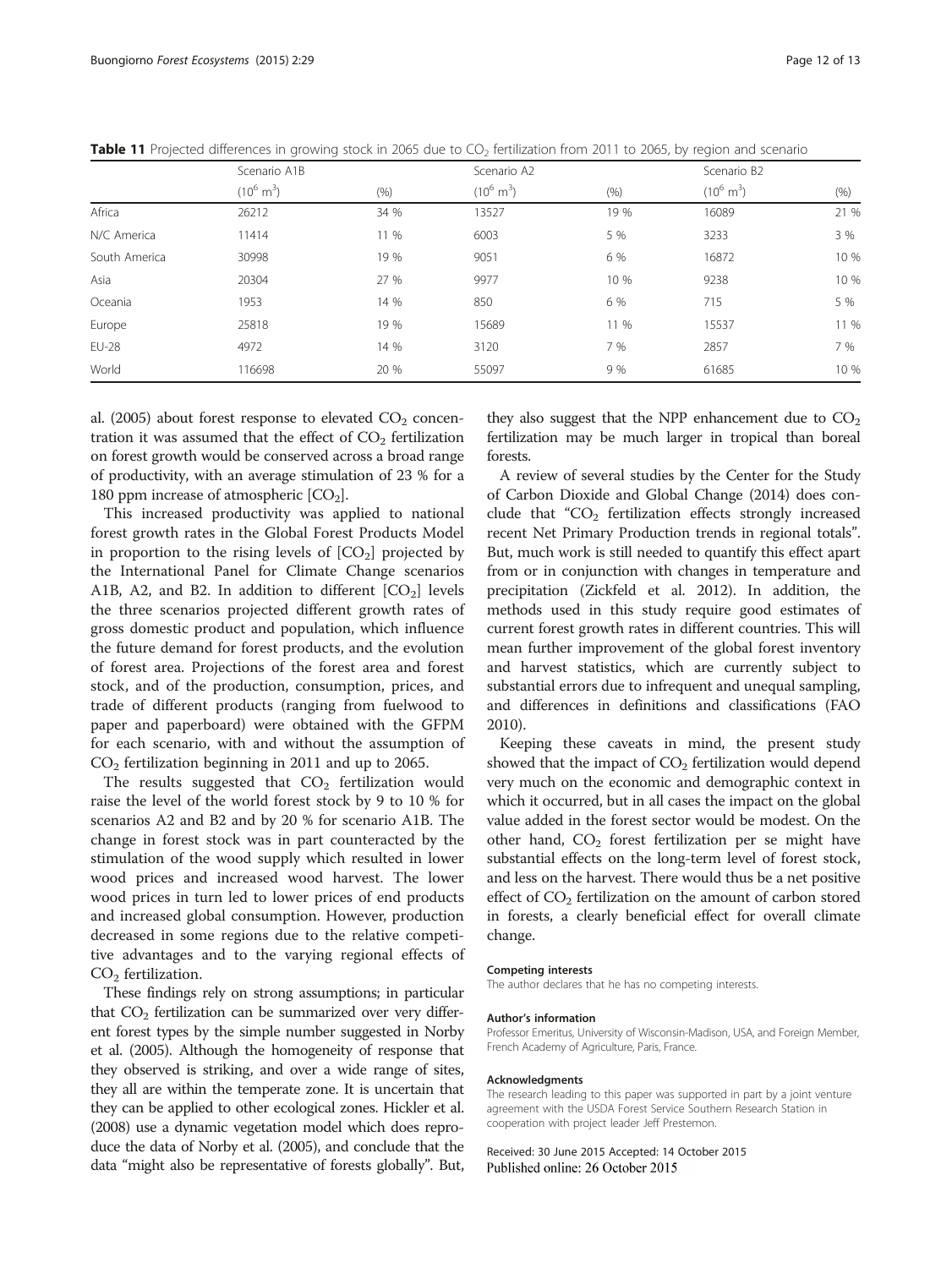**Table 11** Projected differences in growing stock in 2065 due to $CO_2$ fertilization from 2011 to 2065, by region and scenario

| | Scenario A1B | | Scenario A2 | | Scenario B2 | |
|---|---|---|---|---|---|---|
| | $(10^6\ m^3)$ | (%) | $(10^6\ m^3)$ | (%) | $(10^6\ m^3)$ | (%) |
| Africa | 26212 | 34 % | 13527 | 19 % | 16089 | 21 % |
| N/C America | 11414 | 11 % | 6003 | 5 % | 3233 | 3 % |
| South America | 30998 | 19 % | 9051 | 6 % | 16872 | 10 % |
| Asia | 20304 | 27 % | 9977 | 10 % | 9238 | 10 % |
| Oceania | 1953 | 14 % | 850 | 6 % | 715 | 5 % |
| Europe | 25818 | 19 % | 15689 | 11 % | 15537 | 11 % |
| EU-28 | 4972 | 14 % | 3120 | 7 % | 2857 | 7 % |
| World | 116698 | 20 % | 55097 | 9 % | 61685 | 10 % |

al. (2005) about forest response to elevated $CO_2$ concentration it was assumed that the effect of $CO_2$ fertilization on forest growth would be conserved across a broad range of productivity, with an average stimulation of 23 % for a 180 ppm increase of atmospheric $[CO_2]$.

This increased productivity was applied to national forest growth rates in the Global Forest Products Model in proportion to the rising levels of $[CO_2]$ projected by the International Panel for Climate Change scenarios A1B, A2, and B2. In addition to different $[CO_2]$ levels the three scenarios projected different growth rates of gross domestic product and population, which influence the future demand for forest products, and the evolution of forest area. Projections of the forest area and forest stock, and of the production, consumption, prices, and trade of different products (ranging from fuelwood to paper and paperboard) were obtained with the GFPM for each scenario, with and without the assumption of $CO_2$ fertilization beginning in 2011 and up to 2065.

The results suggested that $CO_2$ fertilization would raise the level of the world forest stock by 9 to 10 % for scenarios A2 and B2 and by 20 % for scenario A1B. The change in forest stock was in part counteracted by the stimulation of the wood supply which resulted in lower wood prices and increased wood harvest. The lower wood prices in turn led to lower prices of end products and increased global consumption. However, production decreased in some regions due to the relative competitive advantages and to the varying regional effects of $CO_2$ fertilization.

These findings rely on strong assumptions; in particular that $CO_2$ fertilization can be summarized over very different forest types by the simple number suggested in Norby et al. (2005). Although the homogeneity of response that they observed is striking, and over a wide range of sites, they all are within the temperate zone. It is uncertain that they can be applied to other ecological zones. Hickler et al. (2008) use a dynamic vegetation model which does reproduce the data of Norby et al. (2005), and conclude that the data "might also be representative of forests globally". But, they also suggest that the NPP enhancement due to $CO_2$ fertilization may be much larger in tropical than boreal forests.

A review of several studies by the Center for the Study of Carbon Dioxide and Global Change (2014) does conclude that "$CO_2$ fertilization effects strongly increased recent Net Primary Production trends in regional totals". But, much work is still needed to quantify this effect apart from or in conjunction with changes in temperature and precipitation (Zickfeld et al. 2012). In addition, the methods used in this study require good estimates of current forest growth rates in different countries. This will mean further improvement of the global forest inventory and harvest statistics, which are currently subject to substantial errors due to infrequent and unequal sampling, and differences in definitions and classifications (FAO 2010).

Keeping these caveats in mind, the present study showed that the impact of $CO_2$ fertilization would depend very much on the economic and demographic context in which it occurred, but in all cases the impact on the global value added in the forest sector would be modest. On the other hand, $CO_2$ forest fertilization per se might have substantial effects on the long-term level of forest stock, and less on the harvest. There would thus be a net positive effect of $CO_2$ fertilization on the amount of carbon stored in forests, a clearly beneficial effect for overall climate change.

#### Competing interests

The author declares that he has no competing interests.

#### Author's information

Professor Emeritus, University of Wisconsin-Madison, USA, and Foreign Member, French Academy of Agriculture, Paris, France.

#### Acknowledgments

The research leading to this paper was supported in part by a joint venture agreement with the USDA Forest Service Southern Research Station in cooperation with project leader Jeff Prestemon.

Received: 30 June 2015 Accepted: 14 October 2015
Published online: 26 October 2015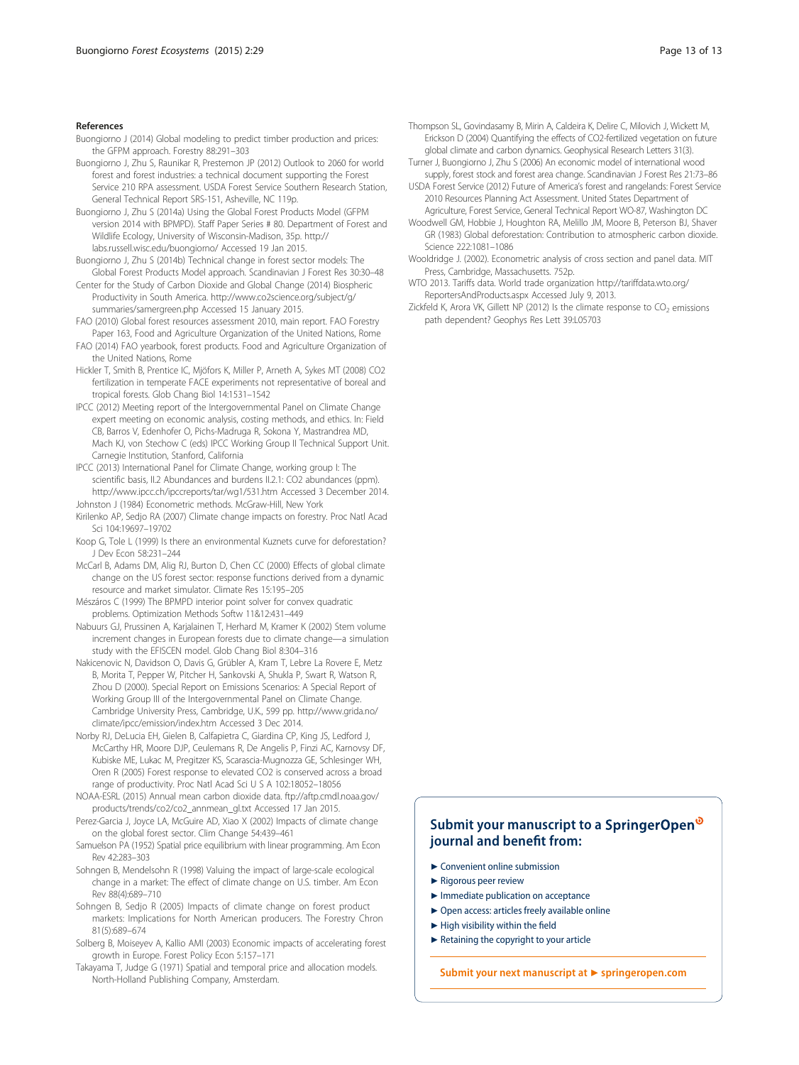## References

Buongiorno J (2014) Global modeling to predict timber production and prices: the GFPM approach. Forestry 88:291–303

Buongiorno J, Zhu S, Raunikar R, Prestemon JP (2012) Outlook to 2060 for world forest and forest industries: a technical document supporting the Forest Service 210 RPA assessment. USDA Forest Service Southern Research Station, General Technical Report SRS-151, Asheville, NC 119p.

Buongiorno J, Zhu S (2014a) Using the Global Forest Products Model (GFPM version 2014 with BPMPD). Staff Paper Series # 80. Department of Forest and Wildlife Ecology, University of Wisconsin-Madison, 35p. http://labs.russell.wisc.edu/buongiorno/ Accessed 19 Jan 2015.

Buongiorno J, Zhu S (2014b) Technical change in forest sector models: The Global Forest Products Model approach. Scandinavian J Forest Res 30:30–48

Center for the Study of Carbon Dioxide and Global Change (2014) Biospheric Productivity in South America. http://www.co2science.org/subject/g/summaries/samergreen.php Accessed 15 January 2015.

FAO (2010) Global forest resources assessment 2010, main report. FAO Forestry Paper 163, Food and Agriculture Organization of the United Nations, Rome

FAO (2014) FAO yearbook, forest products. Food and Agriculture Organization of the United Nations, Rome

Hickler T, Smith B, Prentice IC, Mjöfors K, Miller P, Arneth A, Sykes MT (2008) CO2 fertilization in temperate FACE experiments not representative of boreal and tropical forests. Glob Chang Biol 14:1531–1542

IPCC (2012) Meeting report of the Intergovernmental Panel on Climate Change expert meeting on economic analysis, costing methods, and ethics. In: Field CB, Barros V, Edenhofer O, Pichs-Madruga R, Sokona Y, Mastrandrea MD, Mach KJ, von Stechow C (eds) IPCC Working Group II Technical Support Unit. Carnegie Institution, Stanford, California

IPCC (2013) International Panel for Climate Change, working group I: The scientific basis, II.2 Abundances and burdens II.2.1: CO2 abundances (ppm). http://www.ipcc.ch/ipccreports/tar/wg1/531.htm Accessed 3 December 2014.

Johnston J (1984) Econometric methods. McGraw-Hill, New York

Kirilenko AP, Sedjo RA (2007) Climate change impacts on forestry. Proc Natl Acad Sci 104:19697–19702

Koop G, Tole L (1999) Is there an environmental Kuznets curve for deforestation? J Dev Econ 58:231–244

McCarl B, Adams DM, Alig RJ, Burton D, Chen CC (2000) Effects of global climate change on the US forest sector: response functions derived from a dynamic resource and market simulator. Climate Res 15:195–205

Mészáros C (1999) The BPMPD interior point solver for convex quadratic problems. Optimization Methods Softw 11&12:431–449

Nabuurs GJ, Prussinen A, Karjalainen T, Herhard M, Kramer K (2002) Stem volume increment changes in European forests due to climate change—a simulation study with the EFISCEN model. Glob Chang Biol 8:304–316

Nakicenovic N, Davidson O, Davis G, Grübler A, Kram T, Lebre La Rovere E, Metz B, Morita T, Pepper W, Pitcher H, Sankovski A, Shukla P, Swart R, Watson R, Zhou D (2000). Special Report on Emissions Scenarios: A Special Report of Working Group III of the Intergovernmental Panel on Climate Change. Cambridge University Press, Cambridge, U.K., 599 pp. http://www.grida.no/climate/ipcc/emission/index.htm Accessed 3 Dec 2014.

Norby RJ, DeLucia EH, Gielen B, Calfapietra C, Giardina CP, King JS, Ledford J, McCarthy HR, Moore DJP, Ceulemans R, De Angelis P, Finzi AC, Karnovsy DF, Kubiske ME, Lukac M, Pregitzer KS, Scarascia-Mugnozza GE, Schlesinger WH, Oren R (2005) Forest response to elevated CO2 is conserved across a broad range of productivity. Proc Natl Acad Sci U S A 102:18052–18056

NOAA-ESRL (2015) Annual mean carbon dioxide data. ftp://aftp.cmdl.noaa.gov/products/trends/co2/co2_annmean_gl.txt Accessed 17 Jan 2015.

Perez-Garcia J, Joyce LA, McGuire AD, Xiao X (2002) Impacts of climate change on the global forest sector. Clim Change 54:439–461

Samuelson PA (1952) Spatial price equilibrium with linear programming. Am Econ Rev 42:283–303

Sohngen B, Mendelsohn R (1998) Valuing the impact of large-scale ecological change in a market: The effect of climate change on U.S. timber. Am Econ Rev 88(4):689–710

Sohngen B, Sedjo R (2005) Impacts of climate change on forest product markets: Implications for North American producers. The Forestry Chron 81(5):689–674

Solberg B, Moiseyev A, Kallio AMI (2003) Economic impacts of accelerating forest growth in Europe. Forest Policy Econ 5:157–171

Takayama T, Judge G (1971) Spatial and temporal price and allocation models. North-Holland Publishing Company, Amsterdam.

Thompson SL, Govindasamy B, Mirin A, Caldeira K, Delire C, Milovich J, Wickett M, Erickson D (2004) Quantifying the effects of CO2-fertilized vegetation on future global climate and carbon dynamics. Geophysical Research Letters 31(3).

Turner J, Buongiorno J, Zhu S (2006) An economic model of international wood supply, forest stock and forest area change. Scandinavian J Forest Res 21:73–86

USDA Forest Service (2012) Future of America's forest and rangelands: Forest Service 2010 Resources Planning Act Assessment. United States Department of Agriculture, Forest Service, General Technical Report WO-87, Washington DC

Woodwell GM, Hobbie J, Houghton RA, Melillo JM, Moore B, Peterson BJ, Shaver GR (1983) Global deforestation: Contribution to atmospheric carbon dioxide. Science 222:1081–1086

Wooldridge J. (2002). Econometric analysis of cross section and panel data. MIT Press, Cambridge, Massachusetts. 752p.

WTO 2013. Tariffs data. World trade organization http://tariffdata.wto.org/ReportersAndProducts.aspx Accessed July 9, 2013.

Zickfeld K, Arora VK, Gillett NP (2012) Is the climate response to $CO_2$ emissions path dependent? Geophys Res Lett 39:L05703

**Submit your manuscript to a SpringerOpen journal and benefit from:**

- ► Convenient online submission
- ► Rigorous peer review
- ► Immediate publication on acceptance
- ► Open access: articles freely available online
- ► High visibility within the field
- ► Retaining the copyright to your article

**Submit your next manuscript at ► springeropen.com**